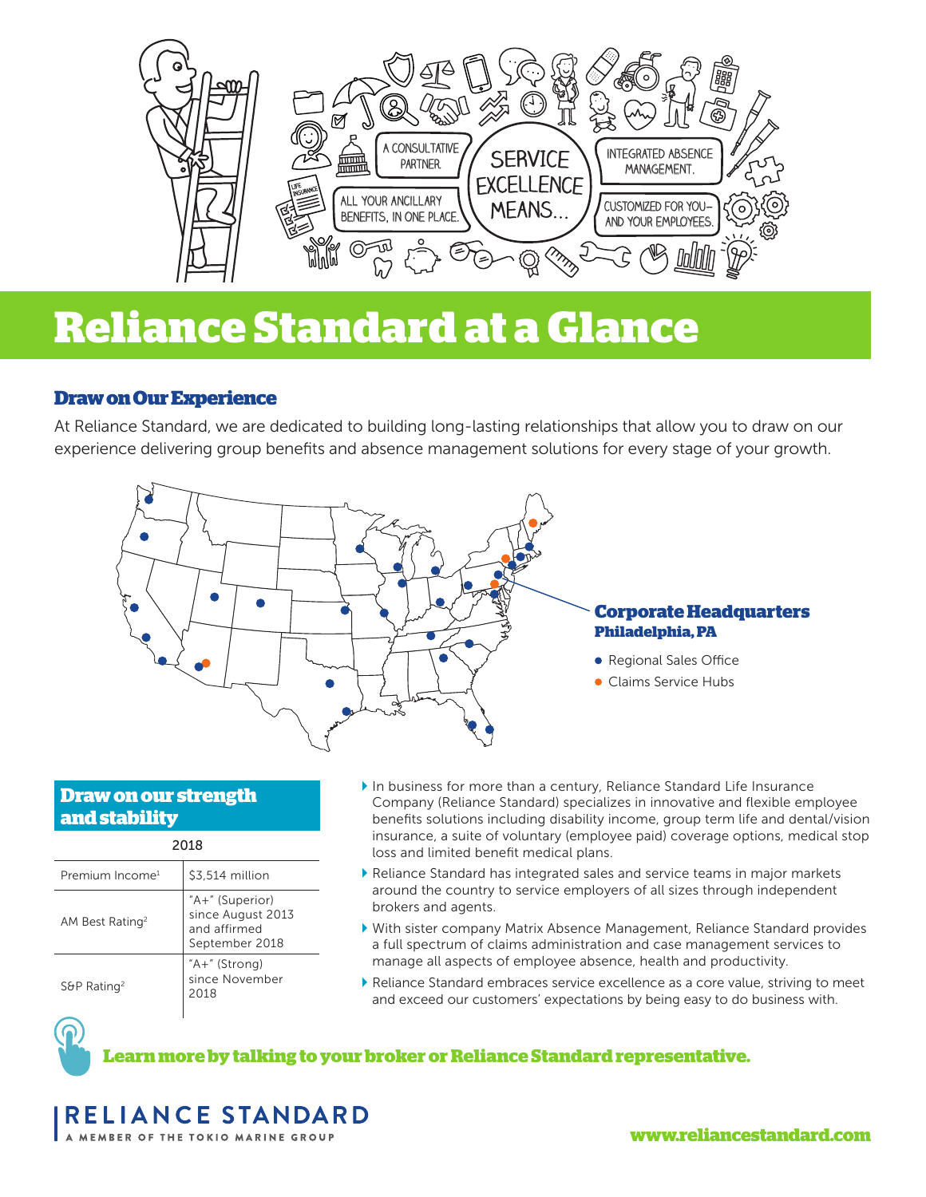# Reliance Standard at a Glance

## Draw on Our Experience

At Reliance Standard, we are dedicated to building long-lasting relationships that allow you to draw on our experience delivering group benefits and absence management solutions for every stage of your growth.

**Corporate Headquarters**
**Philadelphia, PA**

- Regional Sales Office
- Claims Service Hubs

## Draw on our strength and stability

| 2018 | |
|---|---|
| Premium Income[1] | $3,514 million |
| AM Best Rating[2] | "A+" (Superior) since August 2013 and affirmed September 2018 |
| S&P Rating[2] | "A+" (Strong) since November 2018 |

- In business for more than a century, Reliance Standard Life Insurance Company (Reliance Standard) specializes in innovative and flexible employee benefits solutions including disability income, group term life and dental/vision insurance, a suite of voluntary (employee paid) coverage options, medical stop loss and limited benefit medical plans.
- Reliance Standard has integrated sales and service teams in major markets around the country to service employers of all sizes through independent brokers and agents.
- With sister company Matrix Absence Management, Reliance Standard provides a full spectrum of claims administration and case management services to manage all aspects of employee absence, health and productivity.
- Reliance Standard embraces service excellence as a core value, striving to meet and exceed our customers' expectations by being easy to do business with.

**Learn more by talking to your broker or Reliance Standard representative.**

RELIANCE STANDARD
A MEMBER OF THE TOKIO MARINE GROUP

www.reliancestandard.com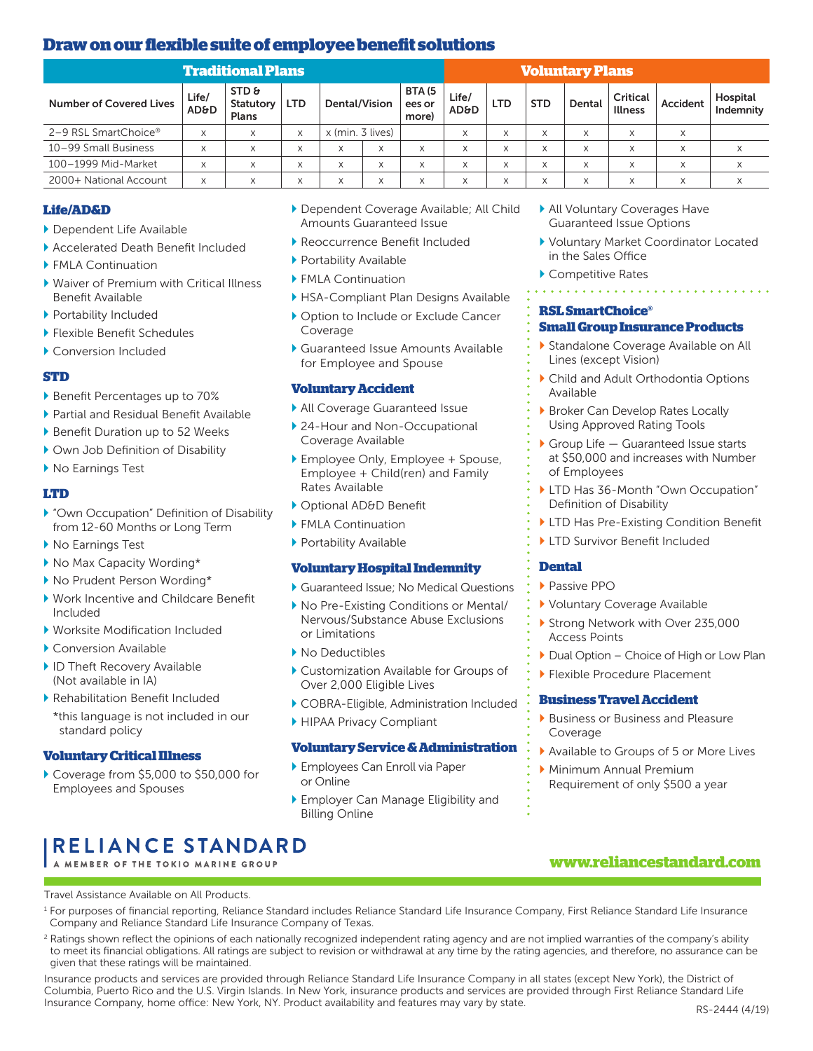## Draw on our flexible suite of employee benefit solutions

| | Traditional Plans | | | | | | Voluntary Plans | | | | | | |
|---|---|---|---|---|---|---|---|---|---|---|---|---|---|
| Number of Covered Lives | Life/ AD&D | STD & Statutory Plans | LTD | Dental/Vision | | BTA (5 ees or more) | Life/ AD&D | LTD | STD | Dental | Critical Illness | Accident | Hospital Indemnity |
| 2–9 RSL SmartChoice® | x | x | x | x (min. 3 lives) | | | x | x | x | x | x | x | |
| 10–99 Small Business | x | x | x | x | x | x | x | x | x | x | x | x | x |
| 100–1999 Mid-Market | x | x | x | x | x | x | x | x | x | x | x | x | x |
| 2000+ National Account | x | x | x | x | x | x | x | x | x | x | x | x | x |

### Life/AD&D

- Dependent Life Available
- Accelerated Death Benefit Included
- FMLA Continuation
- Waiver of Premium with Critical Illness Benefit Available
- Portability Included
- Flexible Benefit Schedules
- Conversion Included

### STD

- Benefit Percentages up to 70%
- Partial and Residual Benefit Available
- Benefit Duration up to 52 Weeks
- Own Job Definition of Disability
- No Earnings Test

### LTD

- "Own Occupation" Definition of Disability from 12-60 Months or Long Term
- No Earnings Test
- No Max Capacity Wording*
- No Prudent Person Wording*
- Work Incentive and Childcare Benefit Included
- Worksite Modification Included
- Conversion Available
- ID Theft Recovery Available (Not available in IA)
- Rehabilitation Benefit Included

*this language is not included in our standard policy

### Voluntary Critical Illness

- Coverage from $5,000 to $50,000 for Employees and Spouses
- Dependent Coverage Available; All Child Amounts Guaranteed Issue
- Reoccurrence Benefit Included
- Portability Available
- FMLA Continuation
- HSA-Compliant Plan Designs Available
- Option to Include or Exclude Cancer Coverage
- Guaranteed Issue Amounts Available for Employee and Spouse

### Voluntary Accident

- All Coverage Guaranteed Issue
- 24-Hour and Non-Occupational Coverage Available
- Employee Only, Employee + Spouse, Employee + Child(ren) and Family Rates Available
- Optional AD&D Benefit
- FMLA Continuation
- Portability Available

### Voluntary Hospital Indemnity

- Guaranteed Issue; No Medical Questions
- No Pre-Existing Conditions or Mental/ Nervous/Substance Abuse Exclusions or Limitations
- No Deductibles
- Customization Available for Groups of Over 2,000 Eligible Lives
- COBRA-Eligible, Administration Included
- HIPAA Privacy Compliant

### Voluntary Service & Administration

- Employees Can Enroll via Paper or Online
- Employer Can Manage Eligibility and Billing Online
- All Voluntary Coverages Have Guaranteed Issue Options
- Voluntary Market Coordinator Located in the Sales Office
- Competitive Rates

### RSL SmartChoice® Small Group Insurance Products

- Standalone Coverage Available on All Lines (except Vision)
- Child and Adult Orthodontia Options Available
- Broker Can Develop Rates Locally Using Approved Rating Tools
- Group Life — Guaranteed Issue starts at $50,000 and increases with Number of Employees
- LTD Has 36-Month "Own Occupation" Definition of Disability
- LTD Has Pre-Existing Condition Benefit
- LTD Survivor Benefit Included

### Dental

- Passive PPO
- Voluntary Coverage Available
- Strong Network with Over 235,000 Access Points
- Dual Option – Choice of High or Low Plan
- Flexible Procedure Placement

### Business Travel Accident

- Business or Business and Pleasure Coverage
- Available to Groups of 5 or More Lives
- Minimum Annual Premium Requirement of only $500 a year

RELIANCE STANDARD
A MEMBER OF THE TOKIO MARINE GROUP

www.reliancestandard.com

Travel Assistance Available on All Products.

[1] For purposes of financial reporting, Reliance Standard includes Reliance Standard Life Insurance Company, First Reliance Standard Life Insurance Company and Reliance Standard Life Insurance Company of Texas.

[2] Ratings shown reflect the opinions of each nationally recognized independent rating agency and are not implied warranties of the company's ability to meet its financial obligations. All ratings are subject to revision or withdrawal at any time by the rating agencies, and therefore, no assurance can be given that these ratings will be maintained.

Insurance products and services are provided through Reliance Standard Life Insurance Company in all states (except New York), the District of Columbia, Puerto Rico and the U.S. Virgin Islands. In New York, insurance products and services are provided through First Reliance Standard Life Insurance Company, home office: New York, NY. Product availability and features may vary by state.

RS-2444 (4/19)